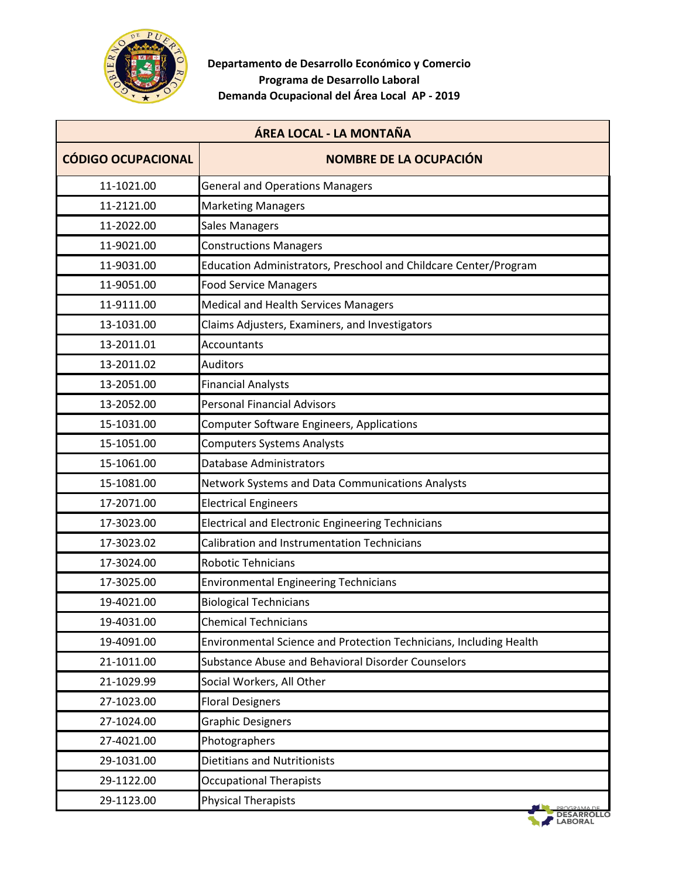**Departamento de Desarrollo Económico y Comercio**
**Programa de Desarrollo Laboral**
**Demanda Ocupacional del Área Local AP - 2019**

| ÁREA LOCAL - LA MONTAÑA | |
|---|---|
| **CÓDIGO OCUPACIONAL** | **NOMBRE DE LA OCUPACIÓN** |
| 11-1021.00 | General and Operations Managers |
| 11-2121.00 | Marketing Managers |
| 11-2022.00 | Sales Managers |
| 11-9021.00 | Constructions Managers |
| 11-9031.00 | Education Administrators, Preschool and Childcare Center/Program |
| 11-9051.00 | Food Service Managers |
| 11-9111.00 | Medical and Health Services Managers |
| 13-1031.00 | Claims Adjusters, Examiners, and Investigators |
| 13-2011.01 | Accountants |
| 13-2011.02 | Auditors |
| 13-2051.00 | Financial Analysts |
| 13-2052.00 | Personal Financial Advisors |
| 15-1031.00 | Computer Software Engineers, Applications |
| 15-1051.00 | Computers Systems Analysts |
| 15-1061.00 | Database Administrators |
| 15-1081.00 | Network Systems and Data Communications Analysts |
| 17-2071.00 | Electrical Engineers |
| 17-3023.00 | Electrical and Electronic Engineering Technicians |
| 17-3023.02 | Calibration and Instrumentation Technicians |
| 17-3024.00 | Robotic Tehnicians |
| 17-3025.00 | Environmental Engineering Technicians |
| 19-4021.00 | Biological Technicians |
| 19-4031.00 | Chemical Technicians |
| 19-4091.00 | Environmental Science and Protection Technicians, Including Health |
| 21-1011.00 | Substance Abuse and Behavioral Disorder Counselors |
| 21-1029.99 | Social Workers, All Other |
| 27-1023.00 | Floral Designers |
| 27-1024.00 | Graphic Designers |
| 27-4021.00 | Photographers |
| 29-1031.00 | Dietitians and Nutritionists |
| 29-1122.00 | Occupational Therapists |
| 29-1123.00 | Physical Therapists |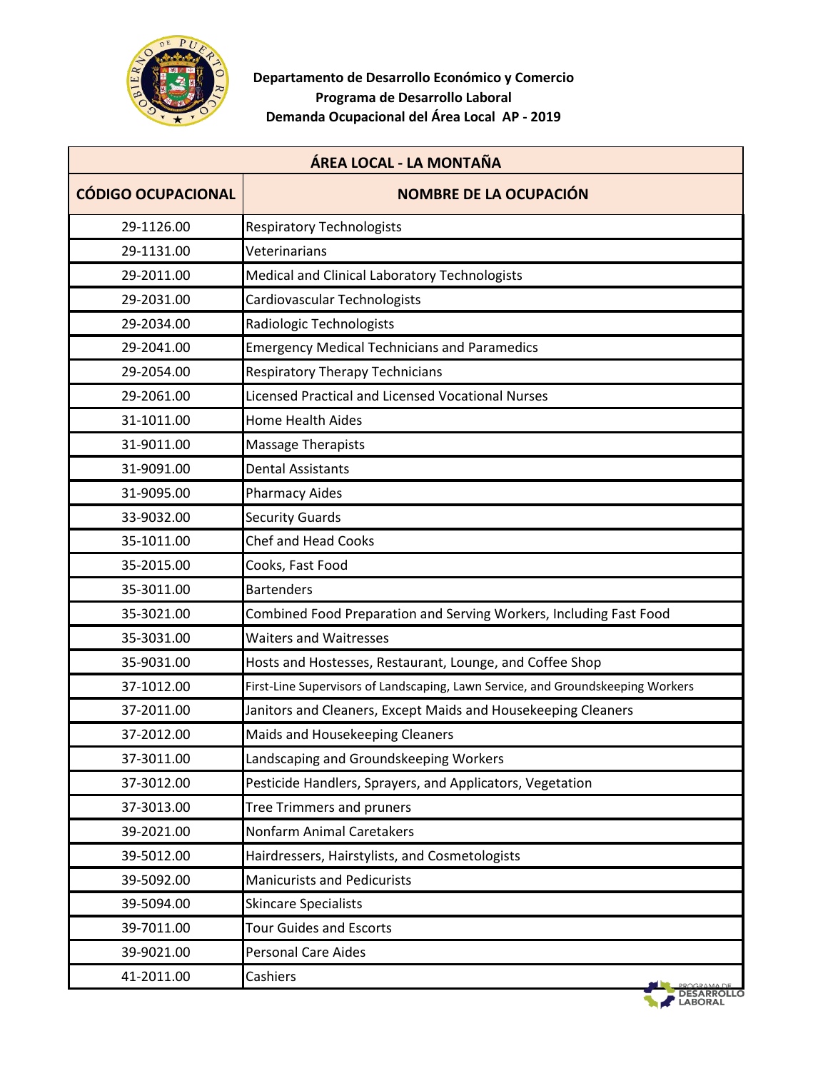**Departamento de Desarrollo Económico y Comercio**
**Programa de Desarrollo Laboral**
**Demanda Ocupacional del Área Local AP - 2019**

| ÁREA LOCAL - LA MONTAÑA | |
|---|---|
| **CÓDIGO OCUPACIONAL** | **NOMBRE DE LA OCUPACIÓN** |
| 29-1126.00 | Respiratory Technologists |
| 29-1131.00 | Veterinarians |
| 29-2011.00 | Medical and Clinical Laboratory Technologists |
| 29-2031.00 | Cardiovascular Technologists |
| 29-2034.00 | Radiologic Technologists |
| 29-2041.00 | Emergency Medical Technicians and Paramedics |
| 29-2054.00 | Respiratory Therapy Technicians |
| 29-2061.00 | Licensed Practical and Licensed Vocational Nurses |
| 31-1011.00 | Home Health Aides |
| 31-9011.00 | Massage Therapists |
| 31-9091.00 | Dental Assistants |
| 31-9095.00 | Pharmacy Aides |
| 33-9032.00 | Security Guards |
| 35-1011.00 | Chef and Head Cooks |
| 35-2015.00 | Cooks, Fast Food |
| 35-3011.00 | Bartenders |
| 35-3021.00 | Combined Food Preparation and Serving Workers, Including Fast Food |
| 35-3031.00 | Waiters and Waitresses |
| 35-9031.00 | Hosts and Hostesses, Restaurant, Lounge, and Coffee Shop |
| 37-1012.00 | First-Line Supervisors of Landscaping, Lawn Service, and Groundskeeping Workers |
| 37-2011.00 | Janitors and Cleaners, Except Maids and Housekeeping Cleaners |
| 37-2012.00 | Maids and Housekeeping Cleaners |
| 37-3011.00 | Landscaping and Groundskeeping Workers |
| 37-3012.00 | Pesticide Handlers, Sprayers, and Applicators, Vegetation |
| 37-3013.00 | Tree Trimmers and pruners |
| 39-2021.00 | Nonfarm Animal Caretakers |
| 39-5012.00 | Hairdressers, Hairstylists, and Cosmetologists |
| 39-5092.00 | Manicurists and Pedicurists |
| 39-5094.00 | Skincare Specialists |
| 39-7011.00 | Tour Guides and Escorts |
| 39-9021.00 | Personal Care Aides |
| 41-2011.00 | Cashiers |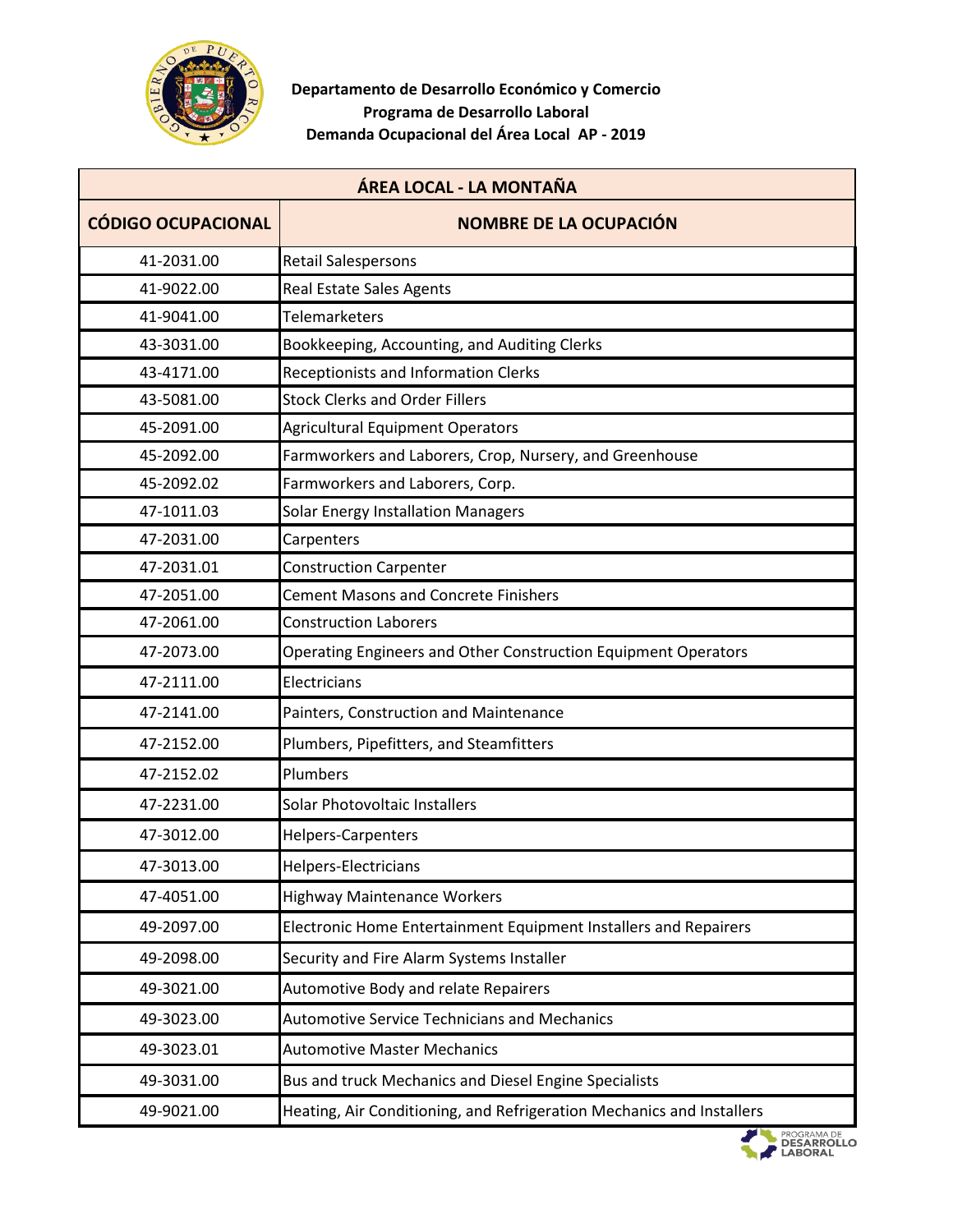**Departamento de Desarrollo Económico y Comercio**
**Programa de Desarrollo Laboral**
**Demanda Ocupacional del Área Local AP - 2019**

| ÁREA LOCAL - LA MONTAÑA | |
|---|---|
| **CÓDIGO OCUPACIONAL** | **NOMBRE DE LA OCUPACIÓN** |
| 41-2031.00 | Retail Salespersons |
| 41-9022.00 | Real Estate Sales Agents |
| 41-9041.00 | Telemarketers |
| 43-3031.00 | Bookkeeping, Accounting, and Auditing Clerks |
| 43-4171.00 | Receptionists and Information Clerks |
| 43-5081.00 | Stock Clerks and Order Fillers |
| 45-2091.00 | Agricultural Equipment Operators |
| 45-2092.00 | Farmworkers and Laborers, Crop, Nursery, and Greenhouse |
| 45-2092.02 | Farmworkers and Laborers, Corp. |
| 47-1011.03 | Solar Energy Installation Managers |
| 47-2031.00 | Carpenters |
| 47-2031.01 | Construction Carpenter |
| 47-2051.00 | Cement Masons and Concrete Finishers |
| 47-2061.00 | Construction Laborers |
| 47-2073.00 | Operating Engineers and Other Construction Equipment Operators |
| 47-2111.00 | Electricians |
| 47-2141.00 | Painters, Construction and Maintenance |
| 47-2152.00 | Plumbers, Pipefitters, and Steamfitters |
| 47-2152.02 | Plumbers |
| 47-2231.00 | Solar Photovoltaic Installers |
| 47-3012.00 | Helpers-Carpenters |
| 47-3013.00 | Helpers-Electricians |
| 47-4051.00 | Highway Maintenance Workers |
| 49-2097.00 | Electronic Home Entertainment Equipment Installers and Repairers |
| 49-2098.00 | Security and Fire Alarm Systems Installer |
| 49-3021.00 | Automotive Body and relate Repairers |
| 49-3023.00 | Automotive Service Technicians and Mechanics |
| 49-3023.01 | Automotive Master Mechanics |
| 49-3031.00 | Bus and truck Mechanics and Diesel Engine Specialists |
| 49-9021.00 | Heating, Air Conditioning, and Refrigeration Mechanics and Installers |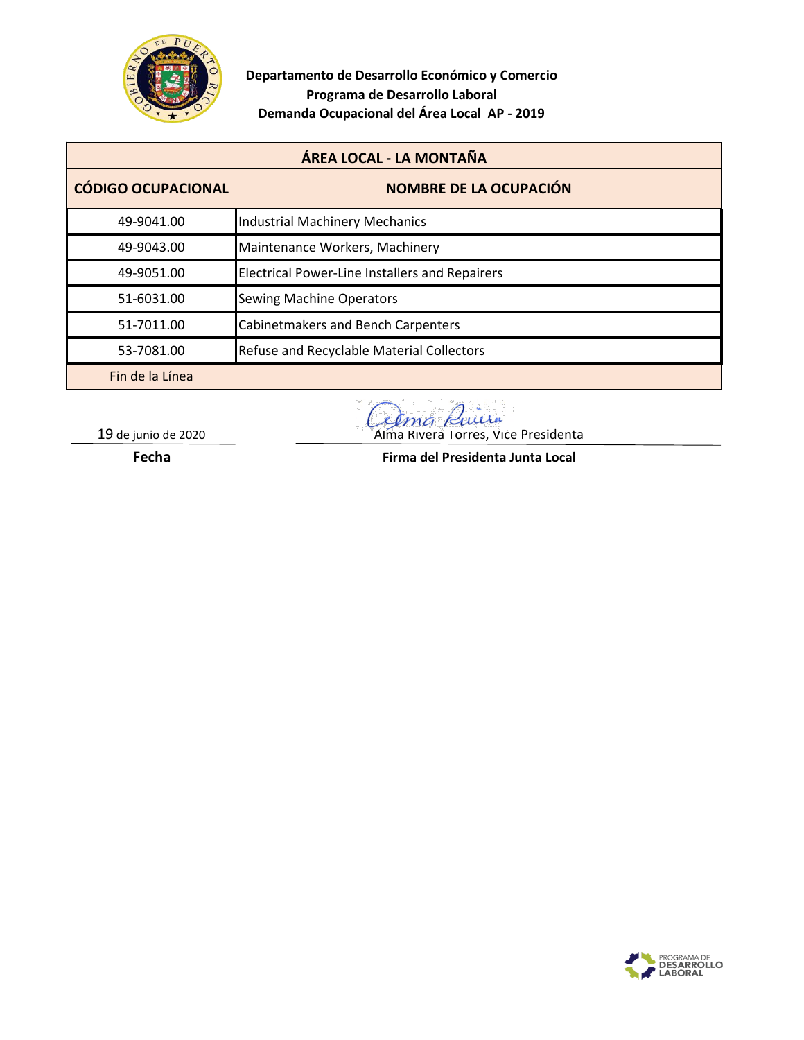**Departamento de Desarrollo Económico y Comercio**
**Programa de Desarrollo Laboral**
**Demanda Ocupacional del Área Local AP - 2019**

| ÁREA LOCAL - LA MONTAÑA | |
|---|---|
| **CÓDIGO OCUPACIONAL** | **NOMBRE DE LA OCUPACIÓN** |
| 49-9041.00 | Industrial Machinery Mechanics |
| 49-9043.00 | Maintenance Workers, Machinery |
| 49-9051.00 | Electrical Power-Line Installers and Repairers |
| 51-6031.00 | Sewing Machine Operators |
| 51-7011.00 | Cabinetmakers and Bench Carpenters |
| 53-7081.00 | Refuse and Recyclable Material Collectors |
| Fin de la Línea | |

19 de junio de 2020
**Fecha**

Alma Rivera Torres, Vice Presidenta
**Firma del Presidenta Junta Local**

PROGRAMA DE DESARROLLO LABORAL